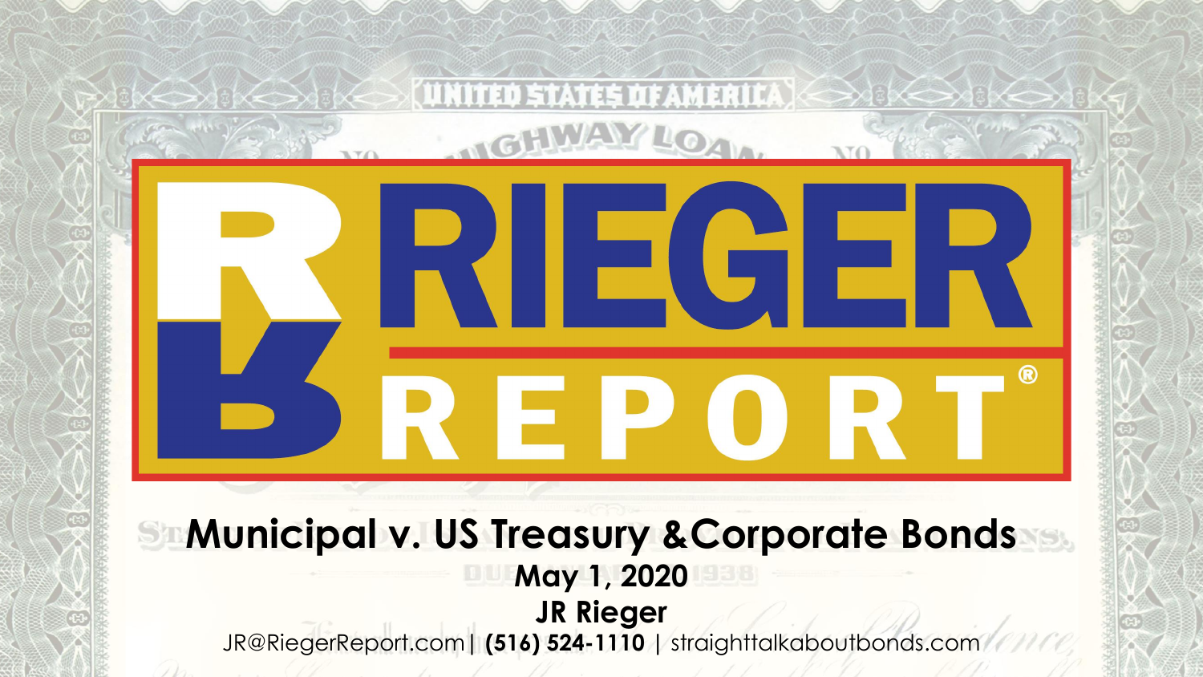# RIEGER REPORT®

## Municipal v. US Treasury &Corporate Bonds

**May 1, 2020**

**JR Rieger**

JR@RiegerReport.com | **(516) 524-1110** | straighttalkaboutbonds.com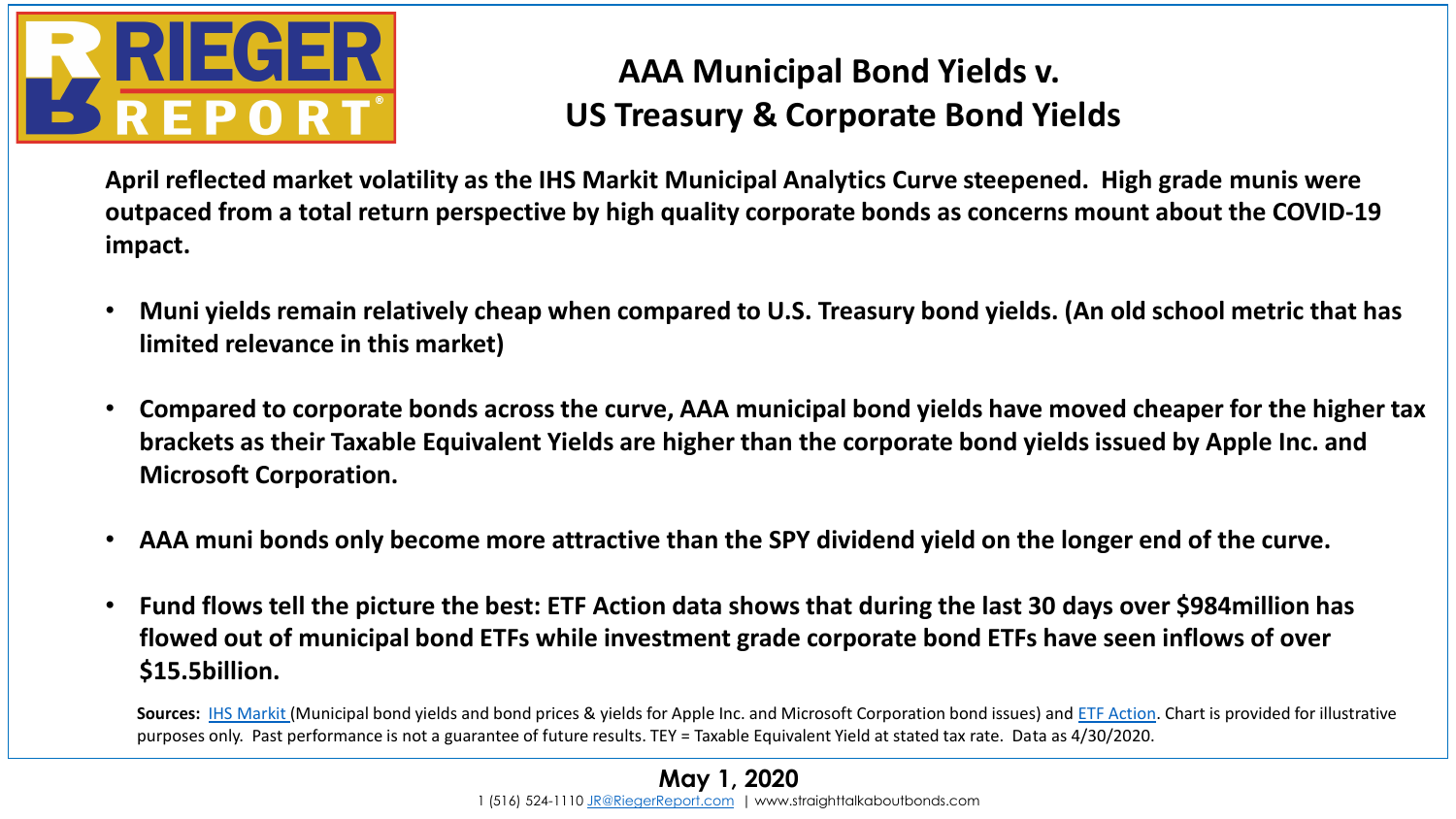# AAA Municipal Bond Yields v. US Treasury & Corporate Bond Yields

**April reflected market volatility as the IHS Markit Municipal Analytics Curve steepened. High grade munis were outpaced from a total return perspective by high quality corporate bonds as concerns mount about the COVID-19 impact.**

- **Muni yields remain relatively cheap when compared to U.S. Treasury bond yields. (An old school metric that has limited relevance in this market)**
- **Compared to corporate bonds across the curve, AAA municipal bond yields have moved cheaper for the higher tax brackets as their Taxable Equivalent Yields are higher than the corporate bond yields issued by Apple Inc. and Microsoft Corporation.**
- **AAA muni bonds only become more attractive than the SPY dividend yield on the longer end of the curve.**
- **Fund flows tell the picture the best: ETF Action data shows that during the last 30 days over $984million has flowed out of municipal bond ETFs while investment grade corporate bond ETFs have seen inflows of over $15.5billion.**

**Sources:** IHS Markit (Municipal bond yields and bond prices & yields for Apple Inc. and Microsoft Corporation bond issues) and ETF Action. Chart is provided for illustrative purposes only. Past performance is not a guarantee of future results. TEY = Taxable Equivalent Yield at stated tax rate. Data as 4/30/2020.

**May 1, 2020**

1 (516) 524-1110 JR@RiegerReport.com | www.straighttalkaboutbonds.com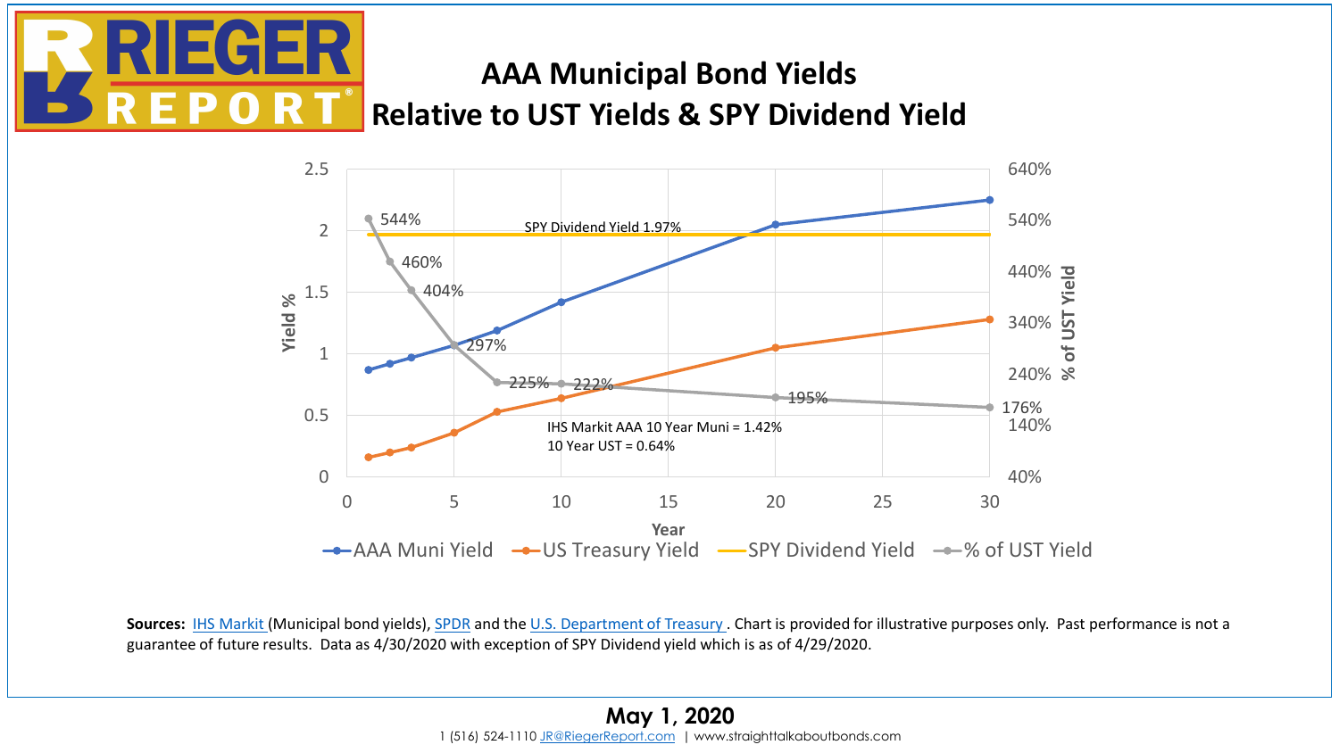# AAA Municipal Bond Yields Relative to UST Yields & SPY Dividend Yield

SPY Dividend Yield 1.97%

IHS Markit AAA 10 Year Muni = 1.42%
10 Year UST = 0.64%

| Year | % of UST Yield |
|---|---|
| 1 | 544% |
| 2 | 460% |
| 3 | 404% |
| 5 | 297% |
| 7 | 225% |
| 10 | 222% |
| 20 | 195% |
| 30 | 176% |

AAA Muni Yield — US Treasury Yield — SPY Dividend Yield — % of UST Yield

**Sources:** IHS Markit (Municipal bond yields), SPDR and the U.S. Department of Treasury. Chart is provided for illustrative purposes only. Past performance is not a guarantee of future results. Data as 4/30/2020 with exception of SPY Dividend yield which is as of 4/29/2020.

**May 1, 2020**

1 (516) 524-1110 JR@RiegerReport.com | www.straighttalkaboutbonds.com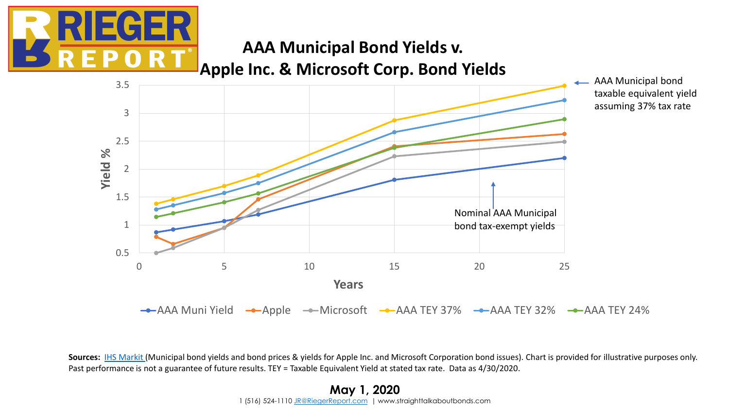# AAA Municipal Bond Yields v. Apple Inc. & Microsoft Corp. Bond Yields

AAA Municipal bond taxable equivalent yield assuming 37% tax rate

Nominal AAA Municipal bond tax-exempt yields

Yield %

Years

AAA Muni Yield | Apple | Microsoft | AAA TEY 37% | AAA TEY 32% | AAA TEY 24%

**Sources:** IHS Markit (Municipal bond yields and bond prices & yields for Apple Inc. and Microsoft Corporation bond issues). Chart is provided for illustrative purposes only. Past performance is not a guarantee of future results. TEY = Taxable Equivalent Yield at stated tax rate. Data as 4/30/2020.

**May 1, 2020**

1 (516) 524-1110 JR@RiegerReport.com | www.straighttalkaboutbonds.com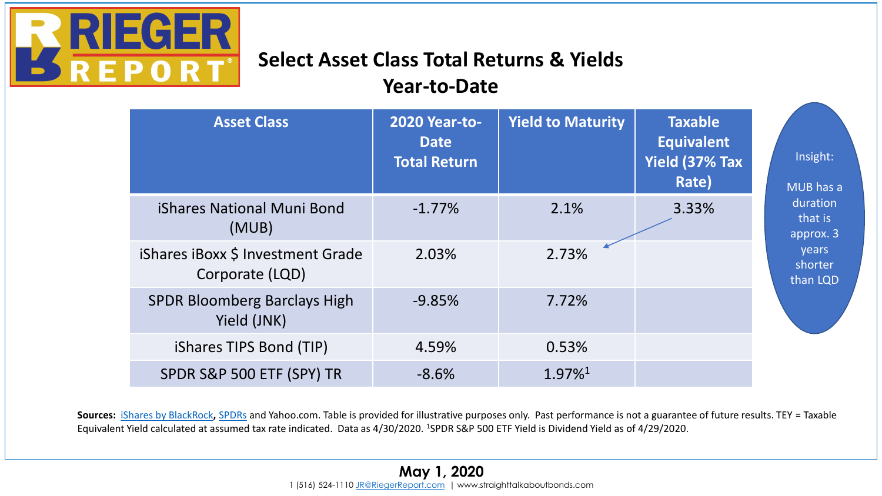RIEGER REPORT

# Select Asset Class Total Returns & Yields Year-to-Date

| Asset Class | 2020 Year-to-Date Total Return | Yield to Maturity | Taxable Equivalent Yield (37% Tax Rate) |
| --- | --- | --- | --- |
| iShares National Muni Bond (MUB) | -1.77% | 2.1% | 3.33% |
| iShares iBoxx $ Investment Grade Corporate (LQD) | 2.03% | 2.73% | |
| SPDR Bloomberg Barclays High Yield (JNK) | -9.85% | 7.72% | |
| iShares TIPS Bond (TIP) | 4.59% | 0.53% | |
| SPDR S&P 500 ETF (SPY) TR | -8.6% | 1.97%[1] | |

Insight:

MUB has a duration that is approx. 3 years shorter than LQD

**Sources:** iShares by BlackRock, SPDRs and Yahoo.com. Table is provided for illustrative purposes only. Past performance is not a guarantee of future results. TEY = Taxable Equivalent Yield calculated at assumed tax rate indicated. Data as 4/30/2020. [1]SPDR S&P 500 ETF Yield is Dividend Yield as of 4/29/2020.

**May 1, 2020**

1 (516) 524-1110 JR@RiegerReport.com | www.straighttalkaboutbonds.com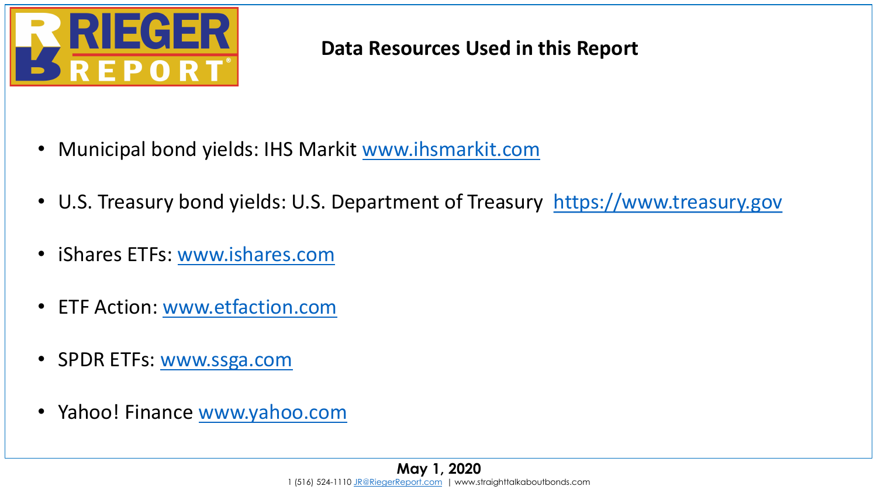# Data Resources Used in this Report

- Municipal bond yields: IHS Markit www.ihsmarkit.com
- U.S. Treasury bond yields: U.S. Department of Treasury https://www.treasury.gov
- iShares ETFs: www.ishares.com
- ETF Action: www.etfaction.com
- SPDR ETFs: www.ssga.com
- Yahoo! Finance www.yahoo.com

**May 1, 2020**

1 (516) 524-1110 JR@RiegerReport.com | www.straighttalkaboutbonds.com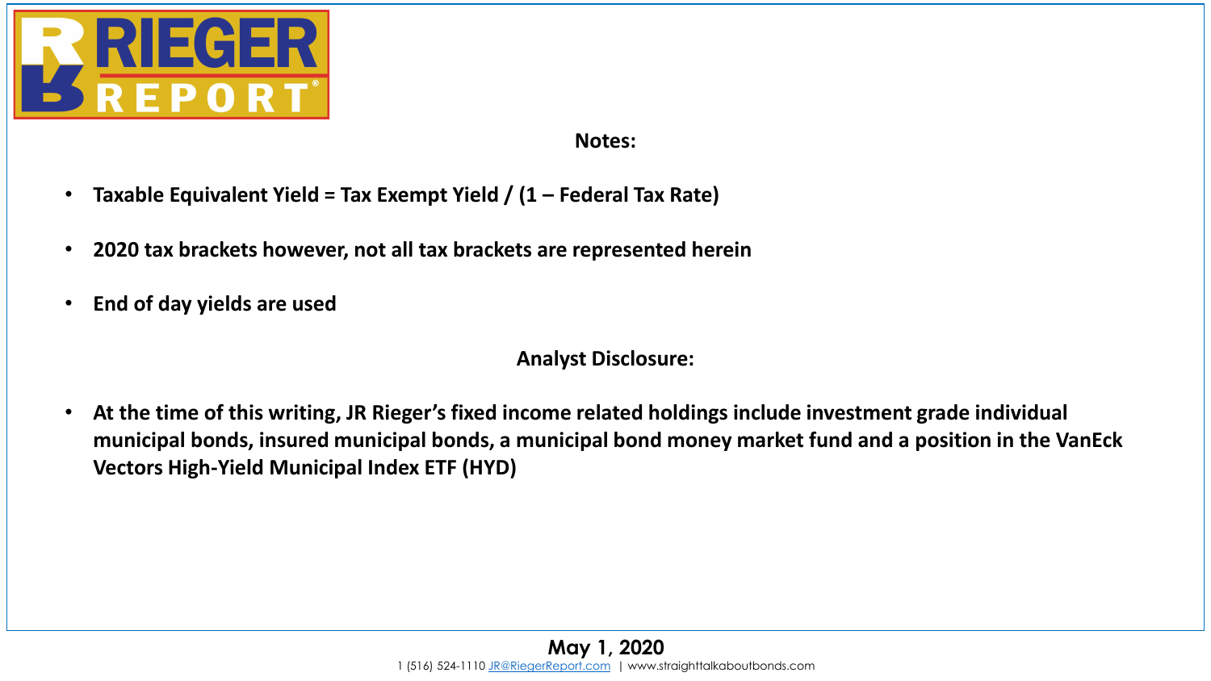## Notes:

- **Taxable Equivalent Yield = Tax Exempt Yield / (1 – Federal Tax Rate)**
- **2020 tax brackets however, not all tax brackets are represented herein**
- **End of day yields are used**

## Analyst Disclosure:

- **At the time of this writing, JR Rieger's fixed income related holdings include investment grade individual municipal bonds, insured municipal bonds, a municipal bond money market fund and a position in the VanEck Vectors High-Yield Municipal Index ETF (HYD)**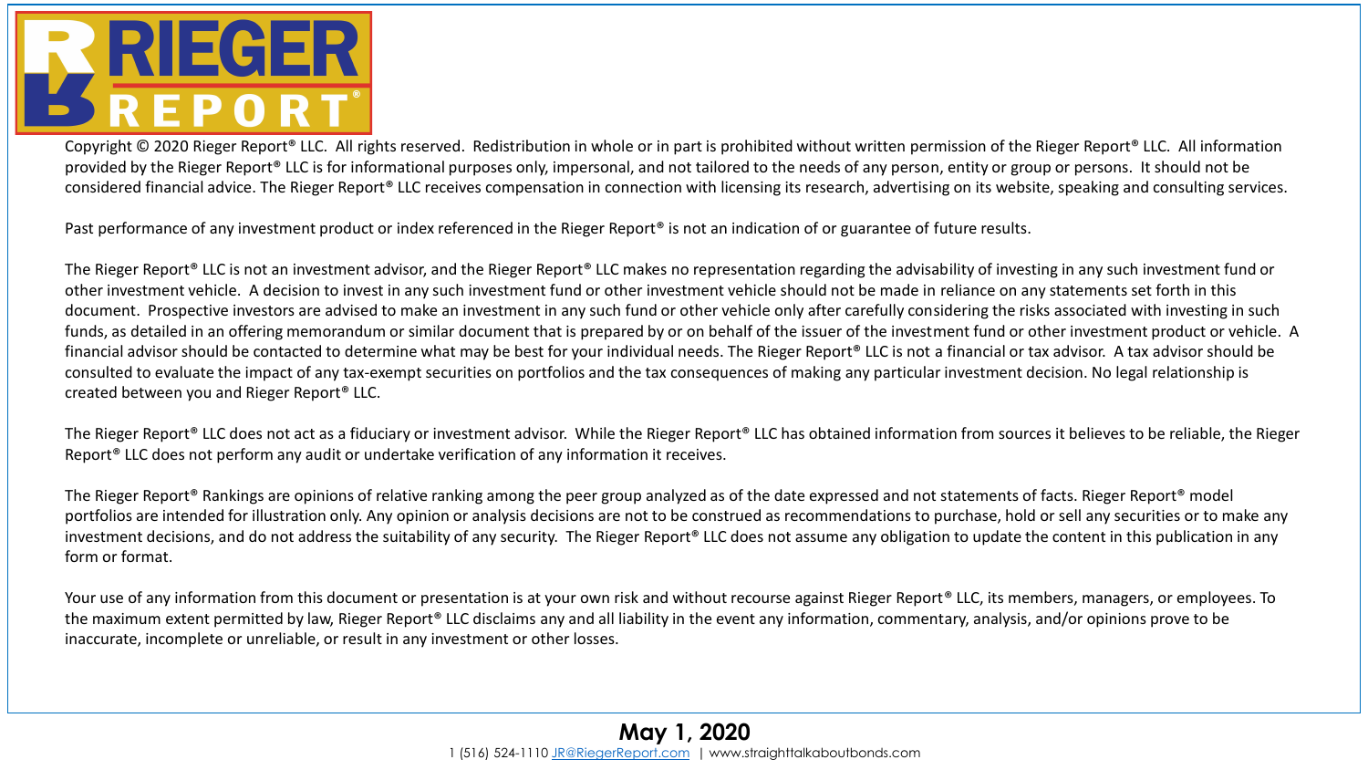Copyright © 2020 Rieger Report® LLC. All rights reserved. Redistribution in whole or in part is prohibited without written permission of the Rieger Report® LLC. All information provided by the Rieger Report® LLC is for informational purposes only, impersonal, and not tailored to the needs of any person, entity or group or persons. It should not be considered financial advice. The Rieger Report® LLC receives compensation in connection with licensing its research, advertising on its website, speaking and consulting services.

Past performance of any investment product or index referenced in the Rieger Report® is not an indication of or guarantee of future results.

The Rieger Report® LLC is not an investment advisor, and the Rieger Report® LLC makes no representation regarding the advisability of investing in any such investment fund or other investment vehicle. A decision to invest in any such investment fund or other investment vehicle should not be made in reliance on any statements set forth in this document. Prospective investors are advised to make an investment in any such fund or other vehicle only after carefully considering the risks associated with investing in such funds, as detailed in an offering memorandum or similar document that is prepared by or on behalf of the issuer of the investment fund or other investment product or vehicle. A financial advisor should be contacted to determine what may be best for your individual needs. The Rieger Report® LLC is not a financial or tax advisor. A tax advisor should be consulted to evaluate the impact of any tax-exempt securities on portfolios and the tax consequences of making any particular investment decision. No legal relationship is created between you and Rieger Report® LLC.

The Rieger Report® LLC does not act as a fiduciary or investment advisor. While the Rieger Report® LLC has obtained information from sources it believes to be reliable, the Rieger Report® LLC does not perform any audit or undertake verification of any information it receives.

The Rieger Report® Rankings are opinions of relative ranking among the peer group analyzed as of the date expressed and not statements of facts. Rieger Report® model portfolios are intended for illustration only. Any opinion or analysis decisions are not to be construed as recommendations to purchase, hold or sell any securities or to make any investment decisions, and do not address the suitability of any security. The Rieger Report® LLC does not assume any obligation to update the content in this publication in any form or format.

Your use of any information from this document or presentation is at your own risk and without recourse against Rieger Report® LLC, its members, managers, or employees. To the maximum extent permitted by law, Rieger Report® LLC disclaims any and all liability in the event any information, commentary, analysis, and/or opinions prove to be inaccurate, incomplete or unreliable, or result in any investment or other losses.

**May 1, 2020**

1 (516) 524-1110 JR@RiegerReport.com | www.straighttalkaboutbonds.com